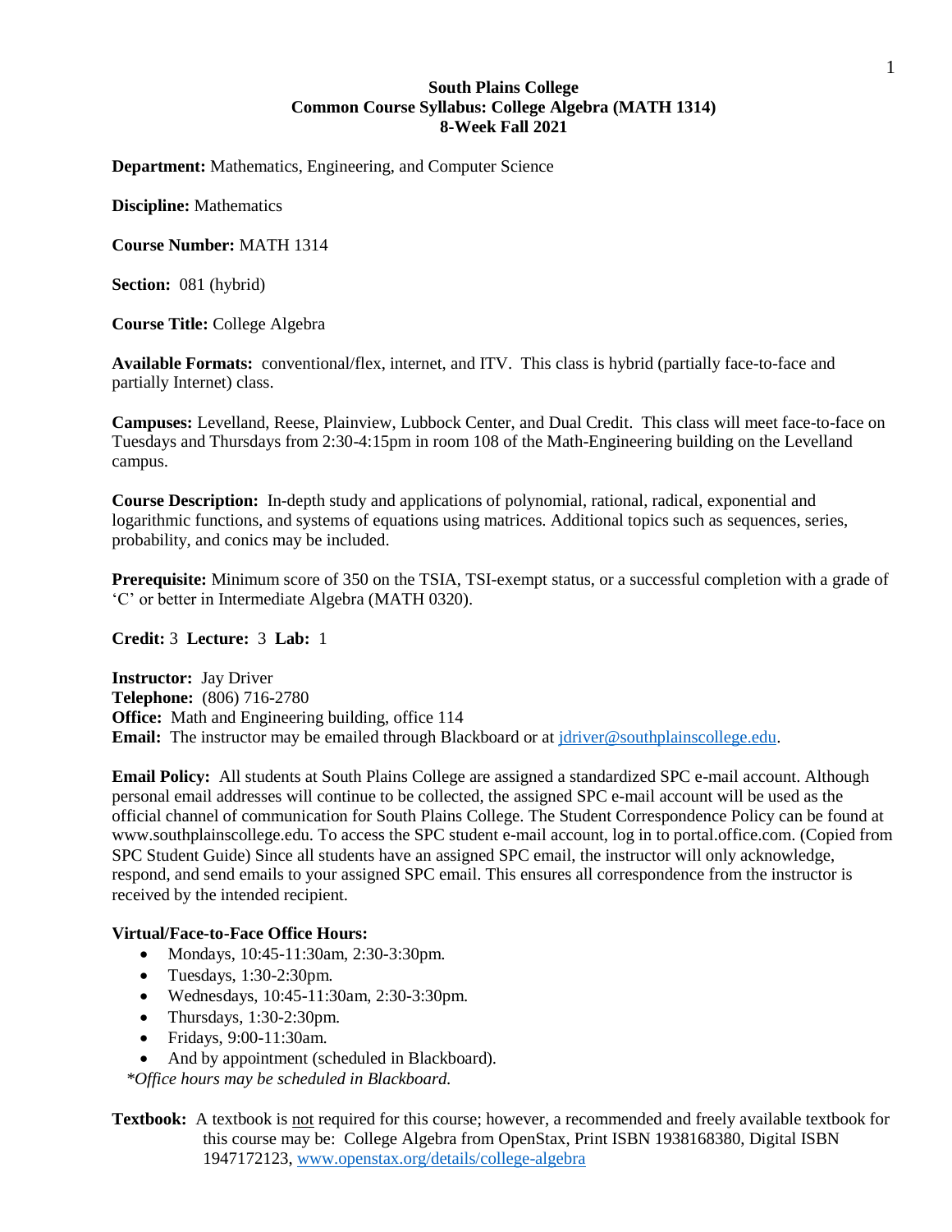**South Plains College**
**Common Course Syllabus: College Algebra (MATH 1314)**
**8-Week Fall 2021**

**Department:** Mathematics, Engineering, and Computer Science

**Discipline:** Mathematics

**Course Number:** MATH 1314

**Section:** 081 (hybrid)

**Course Title:** College Algebra

**Available Formats:** conventional/flex, internet, and ITV. This class is hybrid (partially face-to-face and partially Internet) class.

**Campuses:** Levelland, Reese, Plainview, Lubbock Center, and Dual Credit. This class will meet face-to-face on Tuesdays and Thursdays from 2:30-4:15pm in room 108 of the Math-Engineering building on the Levelland campus.

**Course Description:** In-depth study and applications of polynomial, rational, radical, exponential and logarithmic functions, and systems of equations using matrices. Additional topics such as sequences, series, probability, and conics may be included.

**Prerequisite:** Minimum score of 350 on the TSIA, TSI-exempt status, or a successful completion with a grade of 'C' or better in Intermediate Algebra (MATH 0320).

**Credit:** 3 **Lecture:** 3 **Lab:** 1

**Instructor:** Jay Driver
**Telephone:** (806) 716-2780
**Office:** Math and Engineering building, office 114
**Email:** The instructor may be emailed through Blackboard or at jdriver@southplainscollege.edu.

**Email Policy:** All students at South Plains College are assigned a standardized SPC e-mail account. Although personal email addresses will continue to be collected, the assigned SPC e-mail account will be used as the official channel of communication for South Plains College. The Student Correspondence Policy can be found at www.southplainscollege.edu. To access the SPC student e-mail account, log in to portal.office.com. (Copied from SPC Student Guide) Since all students have an assigned SPC email, the instructor will only acknowledge, respond, and send emails to your assigned SPC email. This ensures all correspondence from the instructor is received by the intended recipient.

**Virtual/Face-to-Face Office Hours:**

- Mondays, 10:45-11:30am, 2:30-3:30pm.
- Tuesdays, 1:30-2:30pm.
- Wednesdays, 10:45-11:30am, 2:30-3:30pm.
- Thursdays, 1:30-2:30pm.
- Fridays, 9:00-11:30am.
- And by appointment (scheduled in Blackboard).

*\*Office hours may be scheduled in Blackboard.*

**Textbook:** A textbook is <u>not</u> required for this course; however, a recommended and freely available textbook for this course may be: College Algebra from OpenStax, Print ISBN 1938168380, Digital ISBN 1947172123, www.openstax.org/details/college-algebra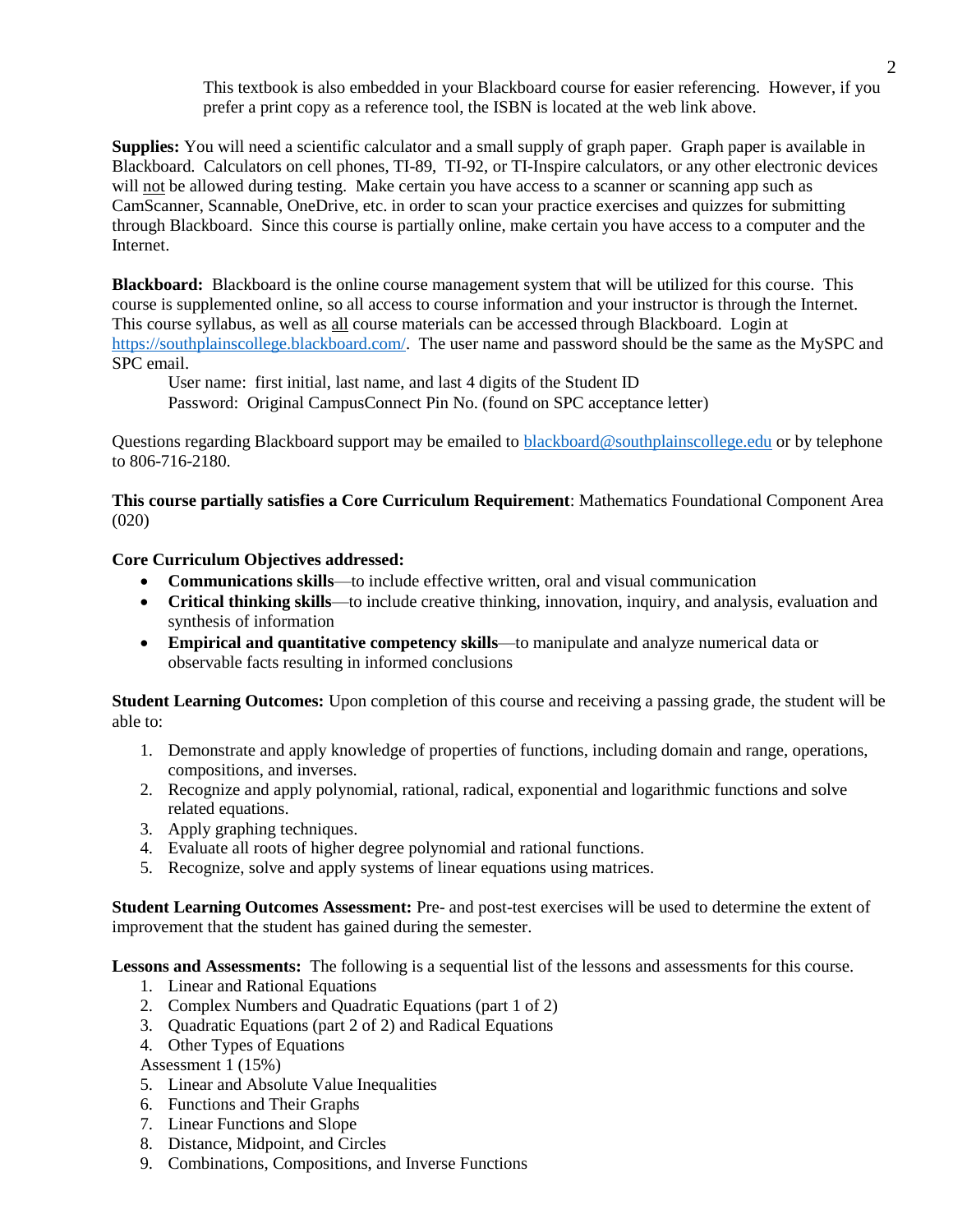This textbook is also embedded in your Blackboard course for easier referencing. However, if you prefer a print copy as a reference tool, the ISBN is located at the web link above.

**Supplies:** You will need a scientific calculator and a small supply of graph paper. Graph paper is available in Blackboard. Calculators on cell phones, TI-89, TI-92, or TI-Inspire calculators, or any other electronic devices will not be allowed during testing. Make certain you have access to a scanner or scanning app such as CamScanner, Scannable, OneDrive, etc. in order to scan your practice exercises and quizzes for submitting through Blackboard. Since this course is partially online, make certain you have access to a computer and the Internet.

**Blackboard:** Blackboard is the online course management system that will be utilized for this course. This course is supplemented online, so all access to course information and your instructor is through the Internet. This course syllabus, as well as all course materials can be accessed through Blackboard. Login at https://southplainscollege.blackboard.com/. The user name and password should be the same as the MySPC and SPC email.

User name: first initial, last name, and last 4 digits of the Student ID
Password: Original CampusConnect Pin No. (found on SPC acceptance letter)

Questions regarding Blackboard support may be emailed to blackboard@southplainscollege.edu or by telephone to 806-716-2180.

**This course partially satisfies a Core Curriculum Requirement**: Mathematics Foundational Component Area (020)

**Core Curriculum Objectives addressed:**

- **Communications skills**—to include effective written, oral and visual communication
- **Critical thinking skills**—to include creative thinking, innovation, inquiry, and analysis, evaluation and synthesis of information
- **Empirical and quantitative competency skills**—to manipulate and analyze numerical data or observable facts resulting in informed conclusions

**Student Learning Outcomes:** Upon completion of this course and receiving a passing grade, the student will be able to:

1. Demonstrate and apply knowledge of properties of functions, including domain and range, operations, compositions, and inverses.
2. Recognize and apply polynomial, rational, radical, exponential and logarithmic functions and solve related equations.
3. Apply graphing techniques.
4. Evaluate all roots of higher degree polynomial and rational functions.
5. Recognize, solve and apply systems of linear equations using matrices.

**Student Learning Outcomes Assessment:** Pre- and post-test exercises will be used to determine the extent of improvement that the student has gained during the semester.

**Lessons and Assessments:** The following is a sequential list of the lessons and assessments for this course.

1. Linear and Rational Equations
2. Complex Numbers and Quadratic Equations (part 1 of 2)
3. Quadratic Equations (part 2 of 2) and Radical Equations
4. Other Types of Equations

Assessment 1 (15%)

5. Linear and Absolute Value Inequalities
6. Functions and Their Graphs
7. Linear Functions and Slope
8. Distance, Midpoint, and Circles
9. Combinations, Compositions, and Inverse Functions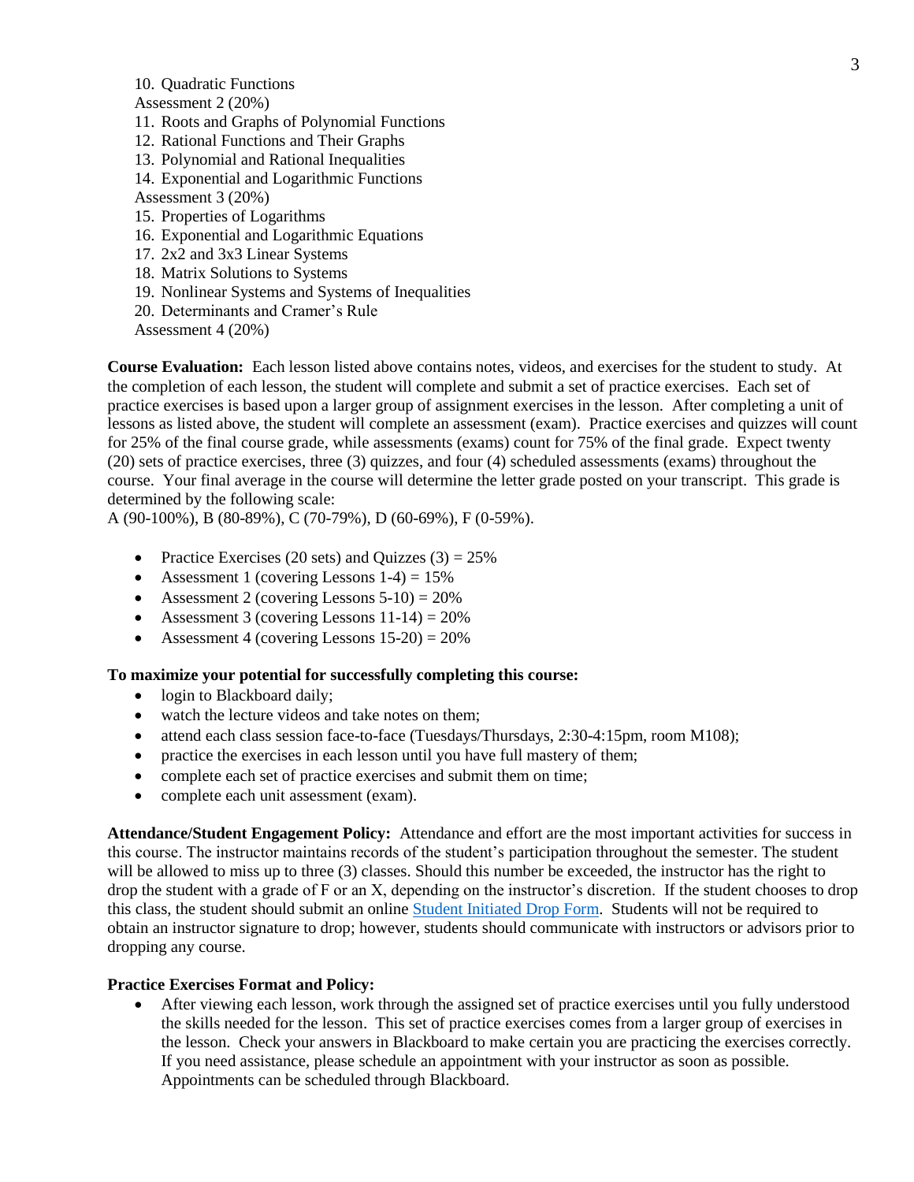10. Quadratic Functions

Assessment 2 (20%)

11. Roots and Graphs of Polynomial Functions
12. Rational Functions and Their Graphs
13. Polynomial and Rational Inequalities
14. Exponential and Logarithmic Functions

Assessment 3 (20%)

15. Properties of Logarithms
16. Exponential and Logarithmic Equations
17. 2x2 and 3x3 Linear Systems
18. Matrix Solutions to Systems
19. Nonlinear Systems and Systems of Inequalities
20. Determinants and Cramer's Rule

Assessment 4 (20%)

**Course Evaluation:** Each lesson listed above contains notes, videos, and exercises for the student to study. At the completion of each lesson, the student will complete and submit a set of practice exercises. Each set of practice exercises is based upon a larger group of assignment exercises in the lesson. After completing a unit of lessons as listed above, the student will complete an assessment (exam). Practice exercises and quizzes will count for 25% of the final course grade, while assessments (exams) count for 75% of the final grade. Expect twenty (20) sets of practice exercises, three (3) quizzes, and four (4) scheduled assessments (exams) throughout the course. Your final average in the course will determine the letter grade posted on your transcript. This grade is determined by the following scale:
A (90-100%), B (80-89%), C (70-79%), D (60-69%), F (0-59%).

- Practice Exercises (20 sets) and Quizzes (3) = 25%
- Assessment 1 (covering Lessons 1-4) = 15%
- Assessment 2 (covering Lessons 5-10) = 20%
- Assessment 3 (covering Lessons 11-14) = 20%
- Assessment 4 (covering Lessons 15-20) = 20%

**To maximize your potential for successfully completing this course:**

- login to Blackboard daily;
- watch the lecture videos and take notes on them;
- attend each class session face-to-face (Tuesdays/Thursdays, 2:30-4:15pm, room M108);
- practice the exercises in each lesson until you have full mastery of them;
- complete each set of practice exercises and submit them on time;
- complete each unit assessment (exam).

**Attendance/Student Engagement Policy:** Attendance and effort are the most important activities for success in this course. The instructor maintains records of the student's participation throughout the semester. The student will be allowed to miss up to three (3) classes. Should this number be exceeded, the instructor has the right to drop the student with a grade of F or an X, depending on the instructor's discretion. If the student chooses to drop this class, the student should submit an online Student Initiated Drop Form. Students will not be required to obtain an instructor signature to drop; however, students should communicate with instructors or advisors prior to dropping any course.

**Practice Exercises Format and Policy:**

- After viewing each lesson, work through the assigned set of practice exercises until you fully understood the skills needed for the lesson. This set of practice exercises comes from a larger group of exercises in the lesson. Check your answers in Blackboard to make certain you are practicing the exercises correctly. If you need assistance, please schedule an appointment with your instructor as soon as possible. Appointments can be scheduled through Blackboard.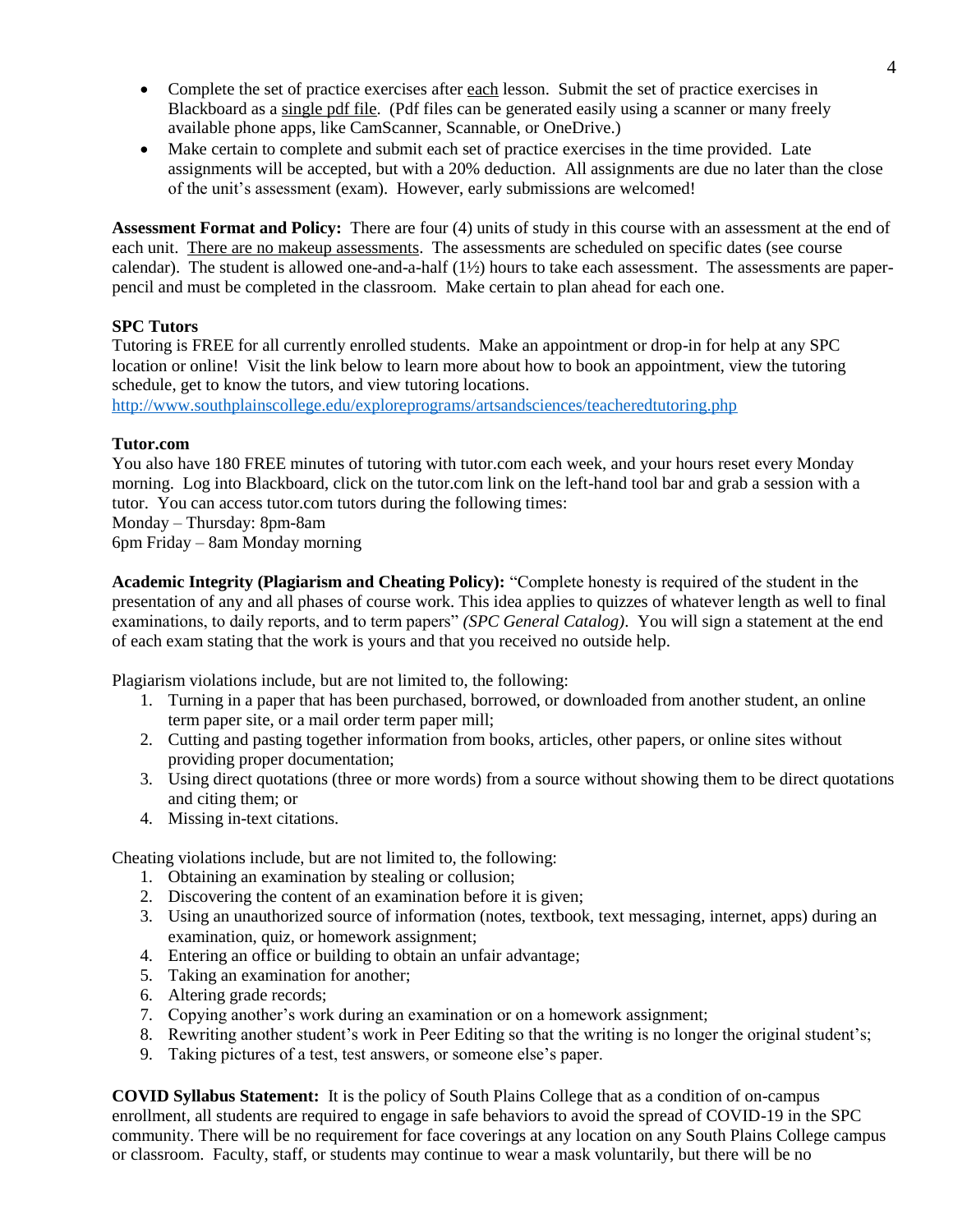- Complete the set of practice exercises after each lesson. Submit the set of practice exercises in Blackboard as a single pdf file. (Pdf files can be generated easily using a scanner or many freely available phone apps, like CamScanner, Scannable, or OneDrive.)
- Make certain to complete and submit each set of practice exercises in the time provided. Late assignments will be accepted, but with a 20% deduction. All assignments are due no later than the close of the unit's assessment (exam). However, early submissions are welcomed!

**Assessment Format and Policy:** There are four (4) units of study in this course with an assessment at the end of each unit. There are no makeup assessments. The assessments are scheduled on specific dates (see course calendar). The student is allowed one-and-a-half (1½) hours to take each assessment. The assessments are paper-pencil and must be completed in the classroom. Make certain to plan ahead for each one.

**SPC Tutors**

Tutoring is FREE for all currently enrolled students. Make an appointment or drop-in for help at any SPC location or online! Visit the link below to learn more about how to book an appointment, view the tutoring schedule, get to know the tutors, and view tutoring locations.
http://www.southplainscollege.edu/exploreprograms/artsandsciences/teacheredtutoring.php

**Tutor.com**

You also have 180 FREE minutes of tutoring with tutor.com each week, and your hours reset every Monday morning. Log into Blackboard, click on the tutor.com link on the left-hand tool bar and grab a session with a tutor. You can access tutor.com tutors during the following times:
Monday – Thursday: 8pm-8am
6pm Friday – 8am Monday morning

**Academic Integrity (Plagiarism and Cheating Policy):** "Complete honesty is required of the student in the presentation of any and all phases of course work. This idea applies to quizzes of whatever length as well to final examinations, to daily reports, and to term papers" *(SPC General Catalog)*. You will sign a statement at the end of each exam stating that the work is yours and that you received no outside help.

Plagiarism violations include, but are not limited to, the following:

1. Turning in a paper that has been purchased, borrowed, or downloaded from another student, an online term paper site, or a mail order term paper mill;
2. Cutting and pasting together information from books, articles, other papers, or online sites without providing proper documentation;
3. Using direct quotations (three or more words) from a source without showing them to be direct quotations and citing them; or
4. Missing in-text citations.

Cheating violations include, but are not limited to, the following:

1. Obtaining an examination by stealing or collusion;
2. Discovering the content of an examination before it is given;
3. Using an unauthorized source of information (notes, textbook, text messaging, internet, apps) during an examination, quiz, or homework assignment;
4. Entering an office or building to obtain an unfair advantage;
5. Taking an examination for another;
6. Altering grade records;
7. Copying another's work during an examination or on a homework assignment;
8. Rewriting another student's work in Peer Editing so that the writing is no longer the original student's;
9. Taking pictures of a test, test answers, or someone else's paper.

**COVID Syllabus Statement:** It is the policy of South Plains College that as a condition of on-campus enrollment, all students are required to engage in safe behaviors to avoid the spread of COVID-19 in the SPC community. There will be no requirement for face coverings at any location on any South Plains College campus or classroom. Faculty, staff, or students may continue to wear a mask voluntarily, but there will be no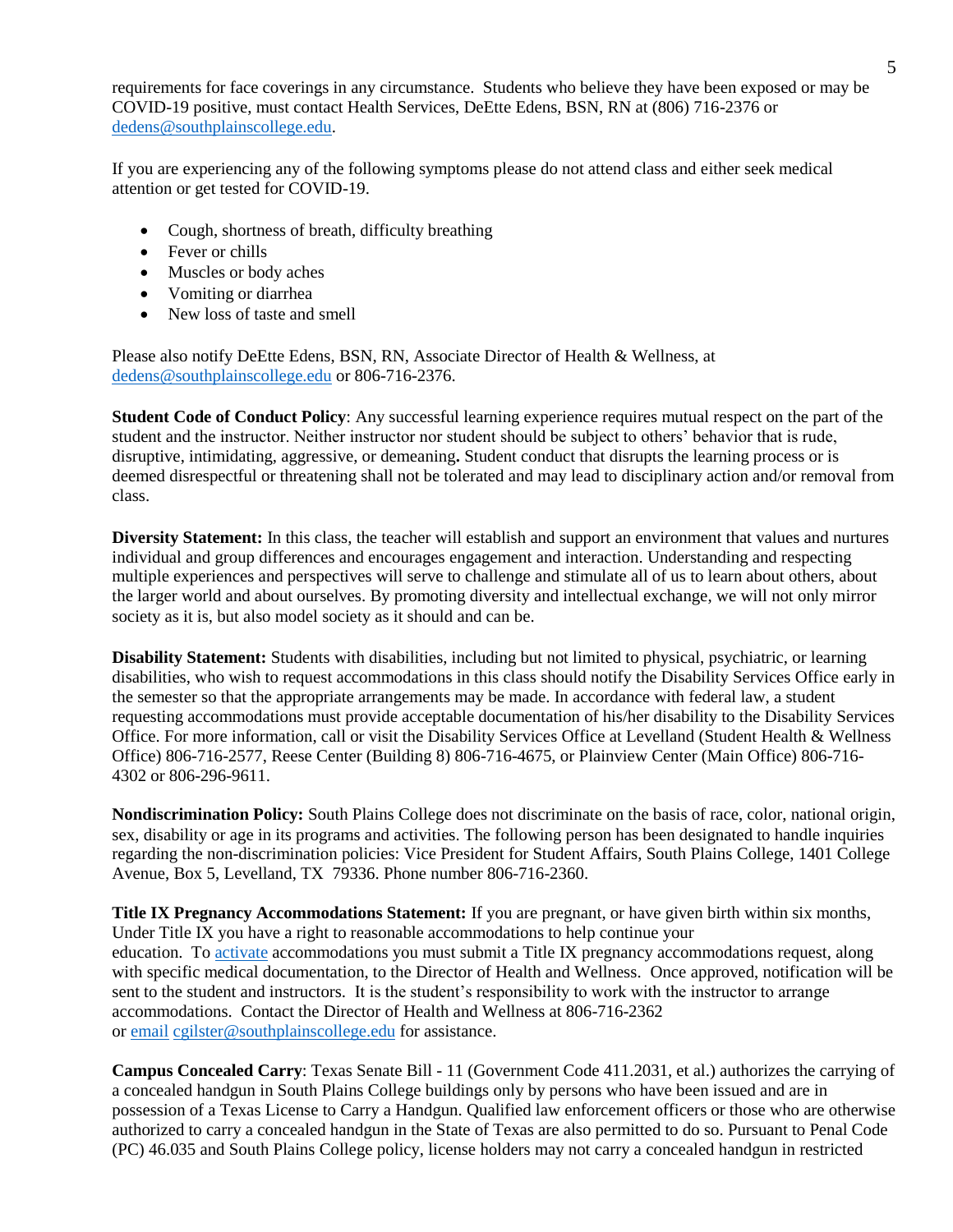requirements for face coverings in any circumstance. Students who believe they have been exposed or may be COVID-19 positive, must contact Health Services, DeEtte Edens, BSN, RN at (806) 716-2376 or dedens@southplainscollege.edu.

If you are experiencing any of the following symptoms please do not attend class and either seek medical attention or get tested for COVID-19.

- Cough, shortness of breath, difficulty breathing
- Fever or chills
- Muscles or body aches
- Vomiting or diarrhea
- New loss of taste and smell

Please also notify DeEtte Edens, BSN, RN, Associate Director of Health & Wellness, at dedens@southplainscollege.edu or 806-716-2376.

**Student Code of Conduct Policy**: Any successful learning experience requires mutual respect on the part of the student and the instructor. Neither instructor nor student should be subject to others' behavior that is rude, disruptive, intimidating, aggressive, or demeaning**.** Student conduct that disrupts the learning process or is deemed disrespectful or threatening shall not be tolerated and may lead to disciplinary action and/or removal from class.

**Diversity Statement:** In this class, the teacher will establish and support an environment that values and nurtures individual and group differences and encourages engagement and interaction. Understanding and respecting multiple experiences and perspectives will serve to challenge and stimulate all of us to learn about others, about the larger world and about ourselves. By promoting diversity and intellectual exchange, we will not only mirror society as it is, but also model society as it should and can be.

**Disability Statement:** Students with disabilities, including but not limited to physical, psychiatric, or learning disabilities, who wish to request accommodations in this class should notify the Disability Services Office early in the semester so that the appropriate arrangements may be made. In accordance with federal law, a student requesting accommodations must provide acceptable documentation of his/her disability to the Disability Services Office. For more information, call or visit the Disability Services Office at Levelland (Student Health & Wellness Office) 806-716-2577, Reese Center (Building 8) 806-716-4675, or Plainview Center (Main Office) 806-716-4302 or 806-296-9611.

**Nondiscrimination Policy:** South Plains College does not discriminate on the basis of race, color, national origin, sex, disability or age in its programs and activities. The following person has been designated to handle inquiries regarding the non-discrimination policies: Vice President for Student Affairs, South Plains College, 1401 College Avenue, Box 5, Levelland, TX 79336. Phone number 806-716-2360.

**Title IX Pregnancy Accommodations Statement:** If you are pregnant, or have given birth within six months, Under Title IX you have a right to reasonable accommodations to help continue your education. To activate accommodations you must submit a Title IX pregnancy accommodations request, along with specific medical documentation, to the Director of Health and Wellness. Once approved, notification will be sent to the student and instructors. It is the student's responsibility to work with the instructor to arrange accommodations. Contact the Director of Health and Wellness at 806-716-2362 or email cgilster@southplainscollege.edu for assistance.

**Campus Concealed Carry**: Texas Senate Bill - 11 (Government Code 411.2031, et al.) authorizes the carrying of a concealed handgun in South Plains College buildings only by persons who have been issued and are in possession of a Texas License to Carry a Handgun. Qualified law enforcement officers or those who are otherwise authorized to carry a concealed handgun in the State of Texas are also permitted to do so. Pursuant to Penal Code (PC) 46.035 and South Plains College policy, license holders may not carry a concealed handgun in restricted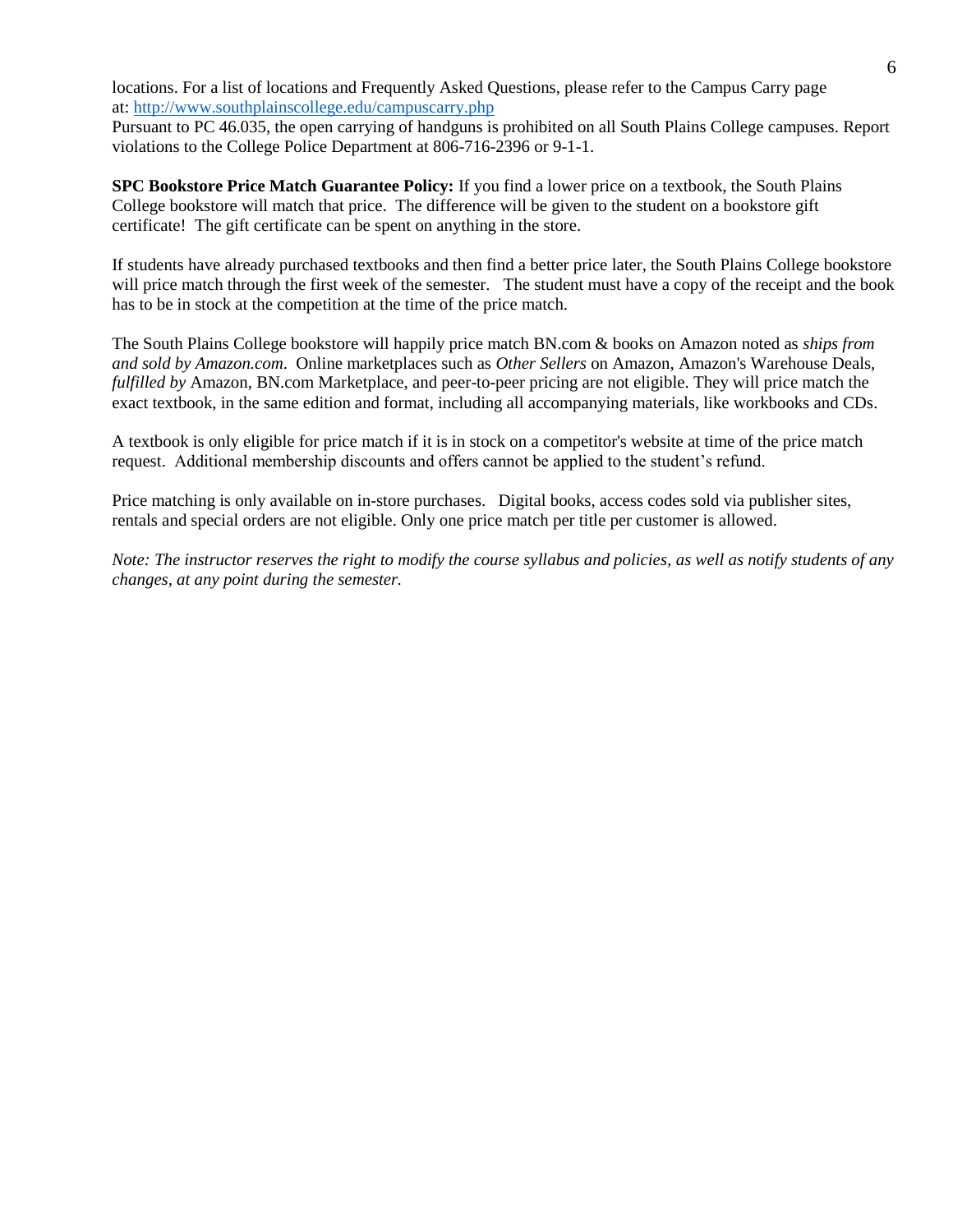locations. For a list of locations and Frequently Asked Questions, please refer to the Campus Carry page at: [http://www.southplainscollege.edu/campuscarry.php](http://www.southplainscollege.edu/campuscarry.php)
Pursuant to PC 46.035, the open carrying of handguns is prohibited on all South Plains College campuses. Report violations to the College Police Department at 806-716-2396 or 9-1-1.

**SPC Bookstore Price Match Guarantee Policy:** If you find a lower price on a textbook, the South Plains College bookstore will match that price. The difference will be given to the student on a bookstore gift certificate! The gift certificate can be spent on anything in the store.

If students have already purchased textbooks and then find a better price later, the South Plains College bookstore will price match through the first week of the semester. The student must have a copy of the receipt and the book has to be in stock at the competition at the time of the price match.

The South Plains College bookstore will happily price match BN.com & books on Amazon noted as *ships from and sold by Amazon.com*. Online marketplaces such as *Other Sellers* on Amazon, Amazon's Warehouse Deals, *fulfilled by* Amazon, BN.com Marketplace, and peer-to-peer pricing are not eligible. They will price match the exact textbook, in the same edition and format, including all accompanying materials, like workbooks and CDs.

A textbook is only eligible for price match if it is in stock on a competitor's website at time of the price match request. Additional membership discounts and offers cannot be applied to the student's refund.

Price matching is only available on in-store purchases. Digital books, access codes sold via publisher sites, rentals and special orders are not eligible. Only one price match per title per customer is allowed.

*Note: The instructor reserves the right to modify the course syllabus and policies, as well as notify students of any changes, at any point during the semester.*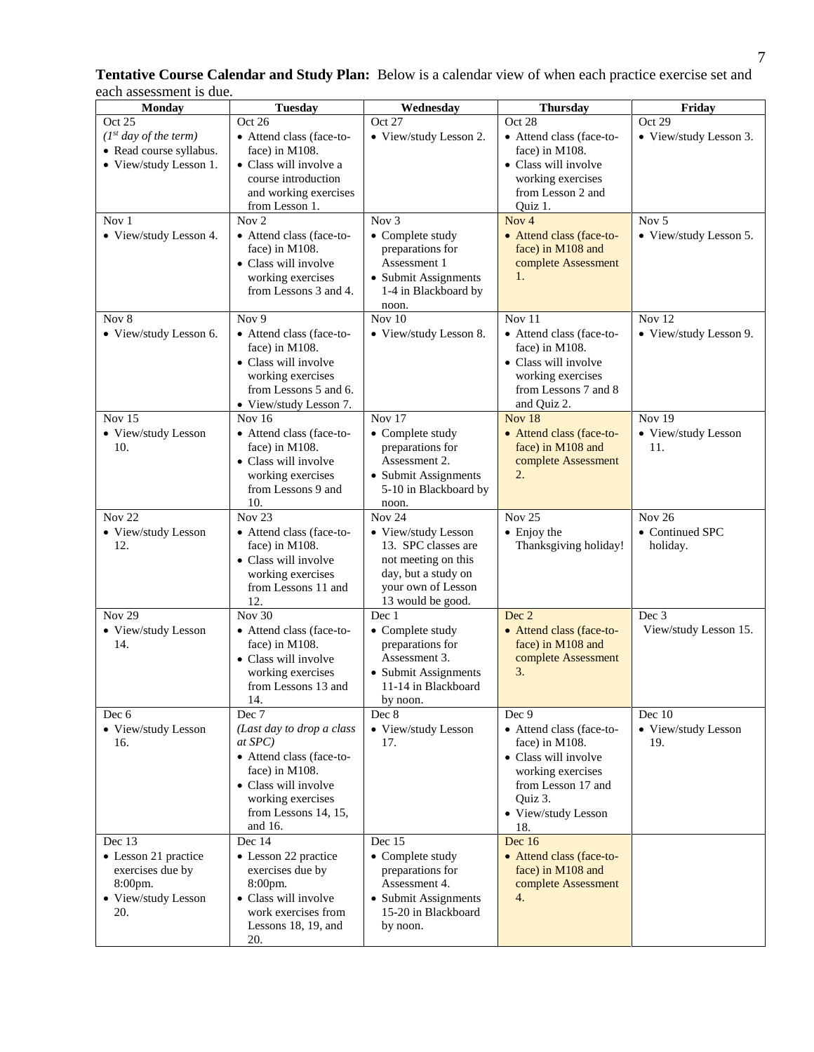**Tentative Course Calendar and Study Plan:** Below is a calendar view of when each practice exercise set and each assessment is due.

| Monday | Tuesday | Wednesday | Thursday | Friday |
|---|---|---|---|---|
| Oct 25<br>*(1st day of the term)*<br>• Read course syllabus.<br>• View/study Lesson 1. | Oct 26<br>• Attend class (face-to-face) in M108.<br>• Class will involve a course introduction and working exercises from Lesson 1. | Oct 27<br>• View/study Lesson 2. | Oct 28<br>• Attend class (face-to-face) in M108.<br>• Class will involve working exercises from Lesson 2 and Quiz 1. | Oct 29<br>• View/study Lesson 3. |
| Nov 1<br>• View/study Lesson 4. | Nov 2<br>• Attend class (face-to-face) in M108.<br>• Class will involve working exercises from Lessons 3 and 4. | Nov 3<br>• Complete study preparations for Assessment 1<br>• Submit Assignments 1-4 in Blackboard by noon. | Nov 4<br>• Attend class (face-to-face) in M108 and complete Assessment 1. | Nov 5<br>• View/study Lesson 5. |
| Nov 8<br>• View/study Lesson 6. | Nov 9<br>• Attend class (face-to-face) in M108.<br>• Class will involve working exercises from Lessons 5 and 6.<br>• View/study Lesson 7. | Nov 10<br>• View/study Lesson 8. | Nov 11<br>• Attend class (face-to-face) in M108.<br>• Class will involve working exercises from Lessons 7 and 8 and Quiz 2. | Nov 12<br>• View/study Lesson 9. |
| Nov 15<br>• View/study Lesson 10. | Nov 16<br>• Attend class (face-to-face) in M108.<br>• Class will involve working exercises from Lessons 9 and 10. | Nov 17<br>• Complete study preparations for Assessment 2.<br>• Submit Assignments 5-10 in Blackboard by noon. | Nov 18<br>• Attend class (face-to-face) in M108 and complete Assessment 2. | Nov 19<br>• View/study Lesson 11. |
| Nov 22<br>• View/study Lesson 12. | Nov 23<br>• Attend class (face-to-face) in M108.<br>• Class will involve working exercises from Lessons 11 and 12. | Nov 24<br>• View/study Lesson 13. SPC classes are not meeting on this day, but a study on your own of Lesson 13 would be good. | Nov 25<br>• Enjoy the Thanksgiving holiday! | Nov 26<br>• Continued SPC holiday. |
| Nov 29<br>• View/study Lesson 14. | Nov 30<br>• Attend class (face-to-face) in M108.<br>• Class will involve working exercises from Lessons 13 and 14. | Dec 1<br>• Complete study preparations for Assessment 3.<br>• Submit Assignments 11-14 in Blackboard by noon. | Dec 2<br>• Attend class (face-to-face) in M108 and complete Assessment 3. | Dec 3<br>View/study Lesson 15. |
| Dec 6<br>• View/study Lesson 16. | Dec 7<br>*(Last day to drop a class at SPC)*<br>• Attend class (face-to-face) in M108.<br>• Class will involve working exercises from Lessons 14, 15, and 16. | Dec 8<br>• View/study Lesson 17. | Dec 9<br>• Attend class (face-to-face) in M108.<br>• Class will involve working exercises from Lesson 17 and Quiz 3.<br>• View/study Lesson 18. | Dec 10<br>• View/study Lesson 19. |
| Dec 13<br>• Lesson 21 practice exercises due by 8:00pm.<br>• View/study Lesson 20. | Dec 14<br>• Lesson 22 practice exercises due by 8:00pm.<br>• Class will involve work exercises from Lessons 18, 19, and 20. | Dec 15<br>• Complete study preparations for Assessment 4.<br>• Submit Assignments 15-20 in Blackboard by noon. | Dec 16<br>• Attend class (face-to-face) in M108 and complete Assessment 4. | |